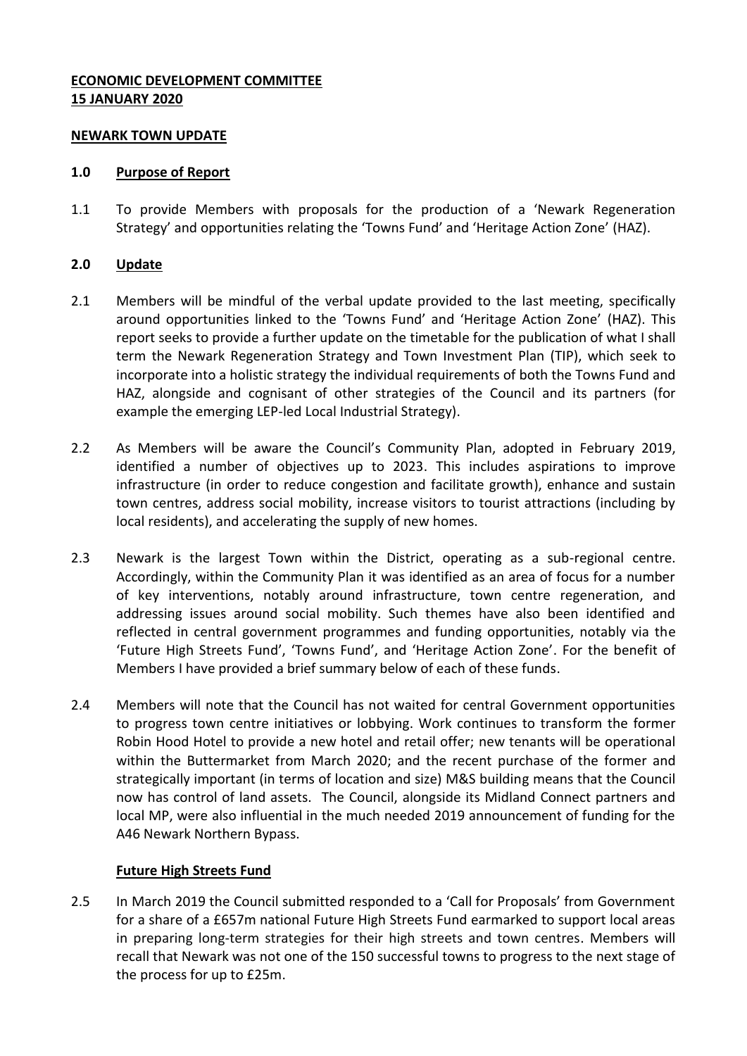**ECONOMIC DEVELOPMENT COMMITTEE**
**15 JANUARY 2020**

**NEWARK TOWN UPDATE**

## 1.0 Purpose of Report

1.1 To provide Members with proposals for the production of a 'Newark Regeneration Strategy' and opportunities relating the 'Towns Fund' and 'Heritage Action Zone' (HAZ).

## 2.0 Update

2.1 Members will be mindful of the verbal update provided to the last meeting, specifically around opportunities linked to the 'Towns Fund' and 'Heritage Action Zone' (HAZ). This report seeks to provide a further update on the timetable for the publication of what I shall term the Newark Regeneration Strategy and Town Investment Plan (TIP), which seek to incorporate into a holistic strategy the individual requirements of both the Towns Fund and HAZ, alongside and cognisant of other strategies of the Council and its partners (for example the emerging LEP-led Local Industrial Strategy).

2.2 As Members will be aware the Council's Community Plan, adopted in February 2019, identified a number of objectives up to 2023. This includes aspirations to improve infrastructure (in order to reduce congestion and facilitate growth), enhance and sustain town centres, address social mobility, increase visitors to tourist attractions (including by local residents), and accelerating the supply of new homes.

2.3 Newark is the largest Town within the District, operating as a sub-regional centre. Accordingly, within the Community Plan it was identified as an area of focus for a number of key interventions, notably around infrastructure, town centre regeneration, and addressing issues around social mobility. Such themes have also been identified and reflected in central government programmes and funding opportunities, notably via the 'Future High Streets Fund', 'Towns Fund', and 'Heritage Action Zone'. For the benefit of Members I have provided a brief summary below of each of these funds.

2.4 Members will note that the Council has not waited for central Government opportunities to progress town centre initiatives or lobbying. Work continues to transform the former Robin Hood Hotel to provide a new hotel and retail offer; new tenants will be operational within the Buttermarket from March 2020; and the recent purchase of the former and strategically important (in terms of location and size) M&S building means that the Council now has control of land assets. The Council, alongside its Midland Connect partners and local MP, were also influential in the much needed 2019 announcement of funding for the A46 Newark Northern Bypass.

### Future High Streets Fund

2.5 In March 2019 the Council submitted responded to a 'Call for Proposals' from Government for a share of a £657m national Future High Streets Fund earmarked to support local areas in preparing long-term strategies for their high streets and town centres. Members will recall that Newark was not one of the 150 successful towns to progress to the next stage of the process for up to £25m.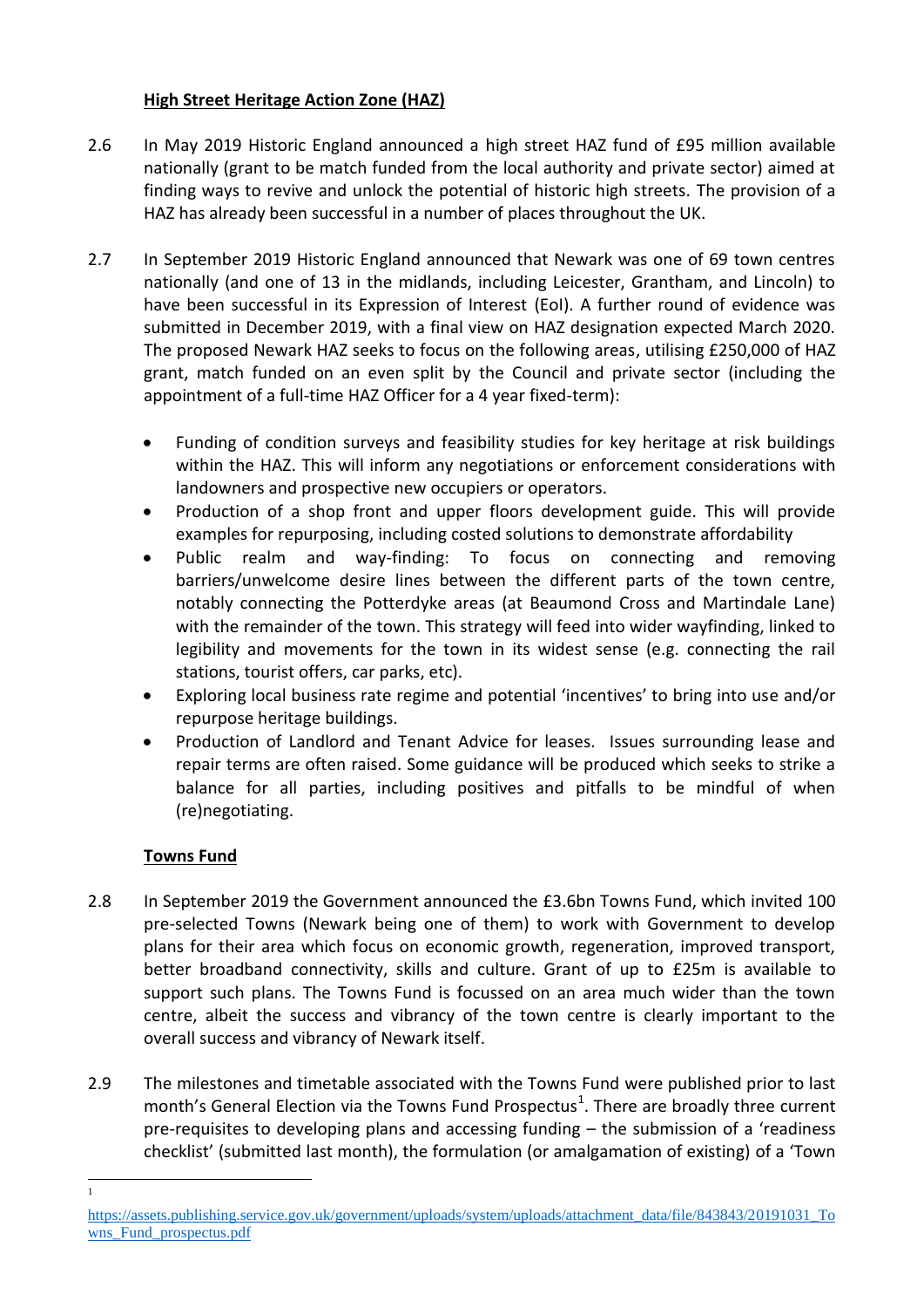## High Street Heritage Action Zone (HAZ)

2.6 In May 2019 Historic England announced a high street HAZ fund of £95 million available nationally (grant to be match funded from the local authority and private sector) aimed at finding ways to revive and unlock the potential of historic high streets. The provision of a HAZ has already been successful in a number of places throughout the UK.

2.7 In September 2019 Historic England announced that Newark was one of 69 town centres nationally (and one of 13 in the midlands, including Leicester, Grantham, and Lincoln) to have been successful in its Expression of Interest (EoI). A further round of evidence was submitted in December 2019, with a final view on HAZ designation expected March 2020. The proposed Newark HAZ seeks to focus on the following areas, utilising £250,000 of HAZ grant, match funded on an even split by the Council and private sector (including the appointment of a full-time HAZ Officer for a 4 year fixed-term):

- Funding of condition surveys and feasibility studies for key heritage at risk buildings within the HAZ. This will inform any negotiations or enforcement considerations with landowners and prospective new occupiers or operators.
- Production of a shop front and upper floors development guide. This will provide examples for repurposing, including costed solutions to demonstrate affordability
- Public realm and way-finding: To focus on connecting and removing barriers/unwelcome desire lines between the different parts of the town centre, notably connecting the Potterdyke areas (at Beaumond Cross and Martindale Lane) with the remainder of the town. This strategy will feed into wider wayfinding, linked to legibility and movements for the town in its widest sense (e.g. connecting the rail stations, tourist offers, car parks, etc).
- Exploring local business rate regime and potential 'incentives' to bring into use and/or repurpose heritage buildings.
- Production of Landlord and Tenant Advice for leases. Issues surrounding lease and repair terms are often raised. Some guidance will be produced which seeks to strike a balance for all parties, including positives and pitfalls to be mindful of when (re)negotiating.

## Towns Fund

2.8 In September 2019 the Government announced the £3.6bn Towns Fund, which invited 100 pre-selected Towns (Newark being one of them) to work with Government to develop plans for their area which focus on economic growth, regeneration, improved transport, better broadband connectivity, skills and culture. Grant of up to £25m is available to support such plans. The Towns Fund is focussed on an area much wider than the town centre, albeit the success and vibrancy of the town centre is clearly important to the overall success and vibrancy of Newark itself.

2.9 The milestones and timetable associated with the Towns Fund were published prior to last month's General Election via the Towns Fund Prospectus[1]. There are broadly three current pre-requisites to developing plans and accessing funding – the submission of a 'readiness checklist' (submitted last month), the formulation (or amalgamation of existing) of a 'Town

[1] https://assets.publishing.service.gov.uk/government/uploads/system/uploads/attachment_data/file/843843/20191031_Towns_Fund_prospectus.pdf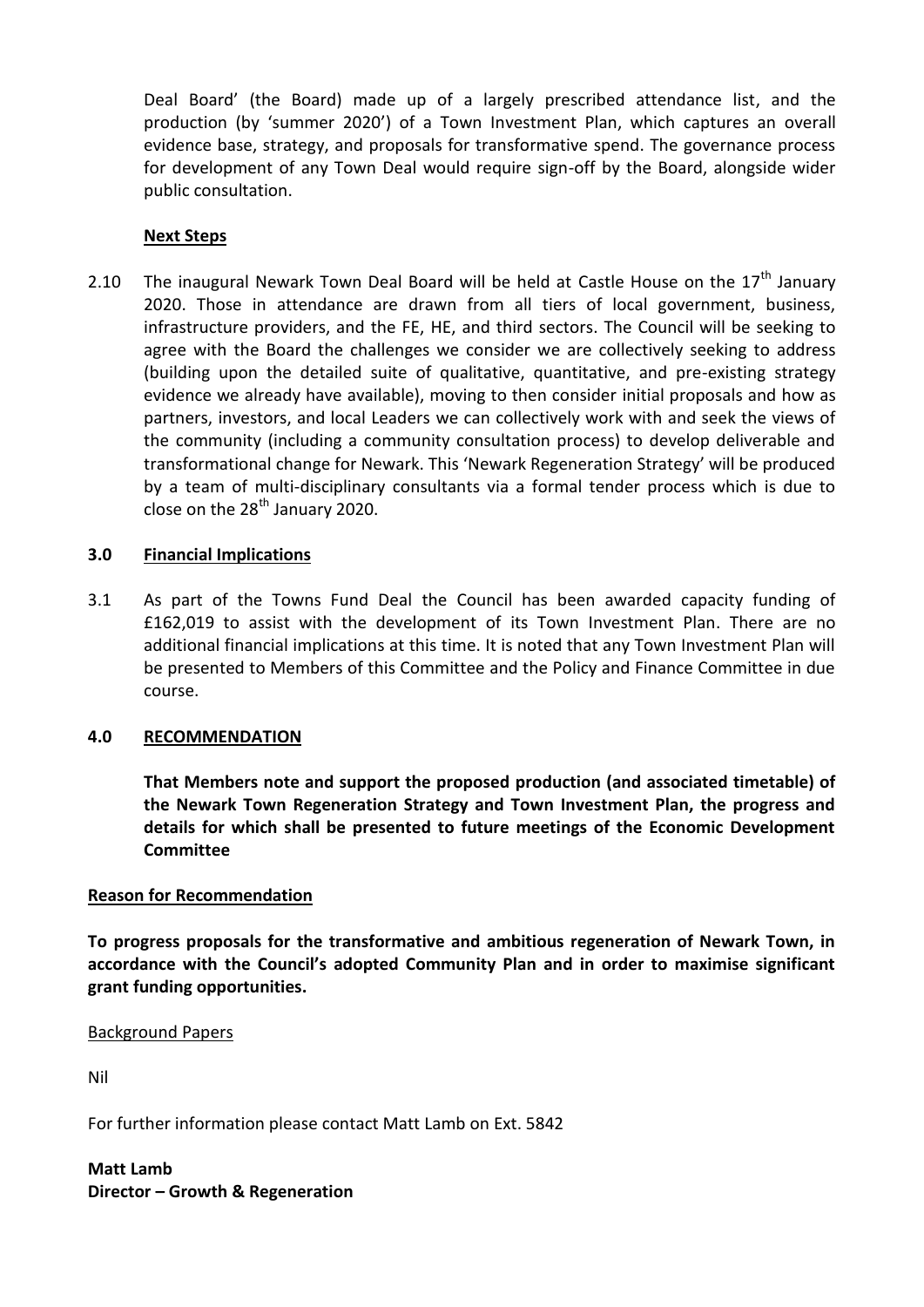Deal Board' (the Board) made up of a largely prescribed attendance list, and the production (by 'summer 2020') of a Town Investment Plan, which captures an overall evidence base, strategy, and proposals for transformative spend. The governance process for development of any Town Deal would require sign-off by the Board, alongside wider public consultation.

**Next Steps**

2.10 The inaugural Newark Town Deal Board will be held at Castle House on the 17th January 2020. Those in attendance are drawn from all tiers of local government, business, infrastructure providers, and the FE, HE, and third sectors. The Council will be seeking to agree with the Board the challenges we consider we are collectively seeking to address (building upon the detailed suite of qualitative, quantitative, and pre-existing strategy evidence we already have available), moving to then consider initial proposals and how as partners, investors, and local Leaders we can collectively work with and seek the views of the community (including a community consultation process) to develop deliverable and transformational change for Newark. This 'Newark Regeneration Strategy' will be produced by a team of multi-disciplinary consultants via a formal tender process which is due to close on the 28th January 2020.

## 3.0 Financial Implications

3.1 As part of the Towns Fund Deal the Council has been awarded capacity funding of £162,019 to assist with the development of its Town Investment Plan. There are no additional financial implications at this time. It is noted that any Town Investment Plan will be presented to Members of this Committee and the Policy and Finance Committee in due course.

## 4.0 RECOMMENDATION

**That Members note and support the proposed production (and associated timetable) of the Newark Town Regeneration Strategy and Town Investment Plan, the progress and details for which shall be presented to future meetings of the Economic Development Committee**

**Reason for Recommendation**

**To progress proposals for the transformative and ambitious regeneration of Newark Town, in accordance with the Council's adopted Community Plan and in order to maximise significant grant funding opportunities.**

Background Papers

Nil

For further information please contact Matt Lamb on Ext. 5842

**Matt Lamb**
**Director – Growth & Regeneration**